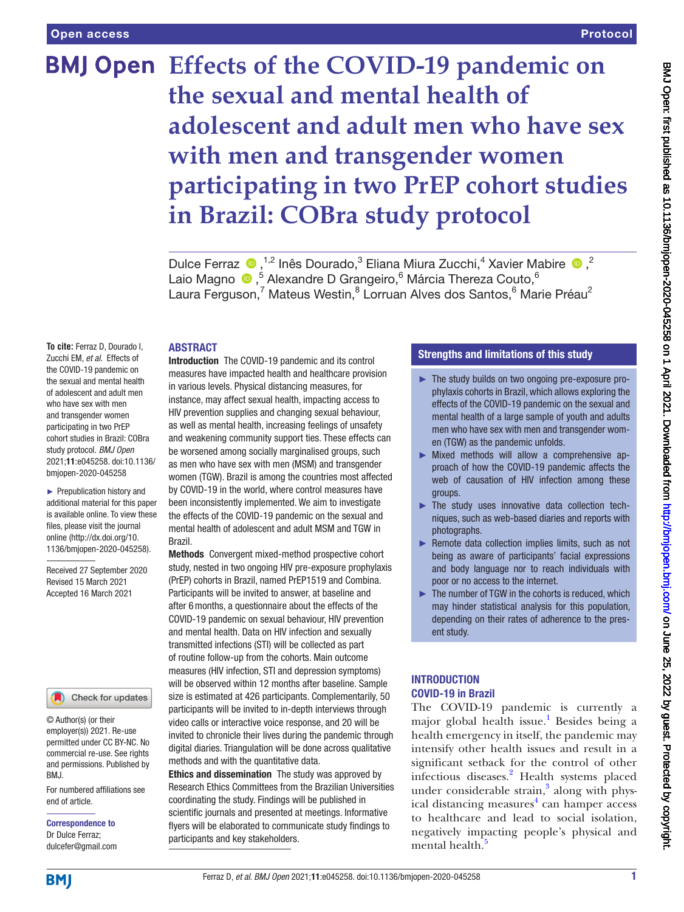# Effects of the COVID-19 pandemic on the sexual and mental health of adolescent and adult men who have sex with men and transgender women participating in two PrEP cohort studies in Brazil: COBra study protocol

Dulce Ferraz [1,2], Inês Dourado,[3] Eliana Miura Zucchi,[4] Xavier Mabire [2], Laio Magno [5], Alexandre D Grangeiro,[6] Márcia Thereza Couto,[6] Laura Ferguson,[7] Mateus Westin,[8] Lorruan Alves dos Santos,[6] Marie Préau[2]

**To cite:** Ferraz D, Dourado I, Zucchi EM, *et al.* Effects of the COVID-19 pandemic on the sexual and mental health of adolescent and adult men who have sex with men and transgender women participating in two PrEP cohort studies in Brazil: COBra study protocol. *BMJ Open* 2021;**11**:e045258. doi:10.1136/bmjopen-2020-045258

► Prepublication history and additional material for this paper is available online. To view these files, please visit the journal online (http://dx.doi.org/10.1136/bmjopen-2020-045258).

Received 27 September 2020
Revised 15 March 2021
Accepted 16 March 2021

© Author(s) (or their employer(s)) 2021. Re-use permitted under CC BY-NC. No commercial re-use. See rights and permissions. Published by BMJ.

For numbered affiliations see end of article.

**Correspondence to**
Dr Dulce Ferraz;
dulcefer@gmail.com

## ABSTRACT

**Introduction** The COVID-19 pandemic and its control measures have impacted health and healthcare provision in various levels. Physical distancing measures, for instance, may affect sexual health, impacting access to HIV prevention supplies and changing sexual behaviour, as well as mental health, increasing feelings of unsafety and weakening community support ties. These effects can be worsened among socially marginalised groups, such as men who have sex with men (MSM) and transgender women (TGW). Brazil is among the countries most affected by COVID-19 in the world, where control measures have been inconsistently implemented. We aim to investigate the effects of the COVID-19 pandemic on the sexual and mental health of adolescent and adult MSM and TGW in Brazil.

**Methods** Convergent mixed-method prospective cohort study, nested in two ongoing HIV pre-exposure prophylaxis (PrEP) cohorts in Brazil, named PrEP1519 and Combina. Participants will be invited to answer, at baseline and after 6 months, a questionnaire about the effects of the COVID-19 pandemic on sexual behaviour, HIV prevention and mental health. Data on HIV infection and sexually transmitted infections (STI) will be collected as part of routine follow-up from the cohorts. Main outcome measures (HIV infection, STI and depression symptoms) will be observed within 12 months after baseline. Sample size is estimated at 426 participants. Complementarily, 50 participants will be invited to in-depth interviews through video calls or interactive voice response, and 20 will be invited to chronicle their lives during the pandemic through digital diaries. Triangulation will be done across qualitative methods and with the quantitative data.

**Ethics and dissemination** The study was approved by Research Ethics Committees from the Brazilian Universities coordinating the study. Findings will be published in scientific journals and presented at meetings. Informative flyers will be elaborated to communicate study findings to participants and key stakeholders.

## Strengths and limitations of this study

- ► The study builds on two ongoing pre-exposure prophylaxis cohorts in Brazil, which allows exploring the effects of the COVID-19 pandemic on the sexual and mental health of a large sample of youth and adults men who have sex with men and transgender women (TGW) as the pandemic unfolds.
- ► Mixed methods will allow a comprehensive approach of how the COVID-19 pandemic affects the web of causation of HIV infection among these groups.
- ► The study uses innovative data collection techniques, such as web-based diaries and reports with photographs.
- ► Remote data collection implies limits, such as not being as aware of participants' facial expressions and body language nor to reach individuals with poor or no access to the internet.
- ► The number of TGW in the cohorts is reduced, which may hinder statistical analysis for this population, depending on their rates of adherence to the present study.

## INTRODUCTION

### COVID-19 in Brazil

The COVID-19 pandemic is currently a major global health issue.[1] Besides being a health emergency in itself, the pandemic may intensify other health issues and result in a significant setback for the control of other infectious diseases.[2] Health systems placed under considerable strain,[3] along with physical distancing measures[4] can hamper access to healthcare and lead to social isolation, negatively impacting people's physical and mental health.[5]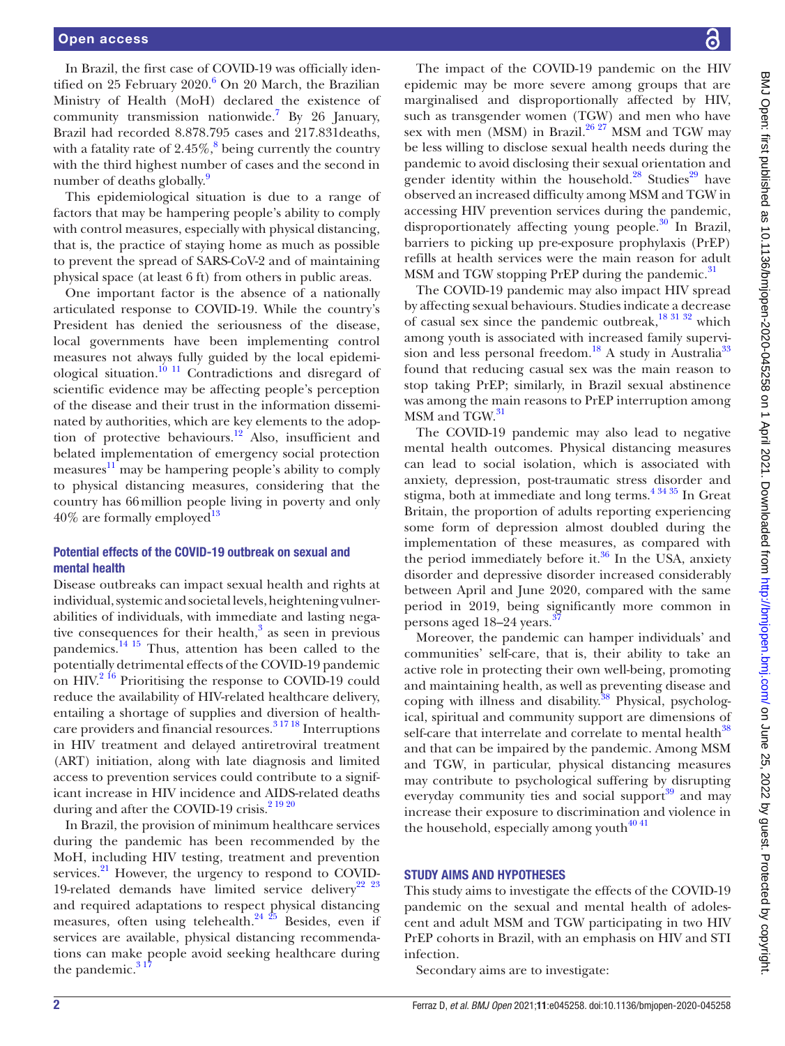In Brazil, the first case of COVID-19 was officially identified on 25 February 2020.[6] On 20 March, the Brazilian Ministry of Health (MoH) declared the existence of community transmission nationwide.[7] By 26 January, Brazil had recorded 8.878.795 cases and 217.831deaths, with a fatality rate of 2.45%,[8] being currently the country with the third highest number of cases and the second in number of deaths globally.[9]

This epidemiological situation is due to a range of factors that may be hampering people's ability to comply with control measures, especially with physical distancing, that is, the practice of staying home as much as possible to prevent the spread of SARS-CoV-2 and of maintaining physical space (at least 6 ft) from others in public areas.

One important factor is the absence of a nationally articulated response to COVID-19. While the country's President has denied the seriousness of the disease, local governments have been implementing control measures not always fully guided by the local epidemiological situation.[10 11] Contradictions and disregard of scientific evidence may be affecting people's perception of the disease and their trust in the information disseminated by authorities, which are key elements to the adoption of protective behaviours.[12] Also, insufficient and belated implementation of emergency social protection measures[11] may be hampering people's ability to comply to physical distancing measures, considering that the country has 66 million people living in poverty and only 40% are formally employed[13]

## Potential effects of the COVID-19 outbreak on sexual and mental health

Disease outbreaks can impact sexual health and rights at individual, systemic and societal levels, heightening vulnerabilities of individuals, with immediate and lasting negative consequences for their health,[3] as seen in previous pandemics.[14 15] Thus, attention has been called to the potentially detrimental effects of the COVID-19 pandemic on HIV.[2 16] Prioritising the response to COVID-19 could reduce the availability of HIV-related healthcare delivery, entailing a shortage of supplies and diversion of healthcare providers and financial resources.[3 17 18] Interruptions in HIV treatment and delayed antiretroviral treatment (ART) initiation, along with late diagnosis and limited access to prevention services could contribute to a significant increase in HIV incidence and AIDS-related deaths during and after the COVID-19 crisis.[2 19 20]

In Brazil, the provision of minimum healthcare services during the pandemic has been recommended by the MoH, including HIV testing, treatment and prevention services.[21] However, the urgency to respond to COVID-19-related demands have limited service delivery[22 23] and required adaptations to respect physical distancing measures, often using telehealth.[24 25] Besides, even if services are available, physical distancing recommendations can make people avoid seeking healthcare during the pandemic.[3 17]

The impact of the COVID-19 pandemic on the HIV epidemic may be more severe among groups that are marginalised and disproportionally affected by HIV, such as transgender women (TGW) and men who have sex with men (MSM) in Brazil.[26 27] MSM and TGW may be less willing to disclose sexual health needs during the pandemic to avoid disclosing their sexual orientation and gender identity within the household.[28] Studies[29] have observed an increased difficulty among MSM and TGW in accessing HIV prevention services during the pandemic, disproportionately affecting young people.[30] In Brazil, barriers to picking up pre-exposure prophylaxis (PrEP) refills at health services were the main reason for adult MSM and TGW stopping PrEP during the pandemic.[31]

The COVID-19 pandemic may also impact HIV spread by affecting sexual behaviours. Studies indicate a decrease of casual sex since the pandemic outbreak,[18 31 32] which among youth is associated with increased family supervision and less personal freedom.[18] A study in Australia[33] found that reducing casual sex was the main reason to stop taking PrEP; similarly, in Brazil sexual abstinence was among the main reasons to PrEP interruption among MSM and TGW.[31]

The COVID-19 pandemic may also lead to negative mental health outcomes. Physical distancing measures can lead to social isolation, which is associated with anxiety, depression, post-traumatic stress disorder and stigma, both at immediate and long terms.[4 34 35] In Great Britain, the proportion of adults reporting experiencing some form of depression almost doubled during the implementation of these measures, as compared with the period immediately before it.[36] In the USA, anxiety disorder and depressive disorder increased considerably between April and June 2020, compared with the same period in 2019, being significantly more common in persons aged 18–24 years.[37]

Moreover, the pandemic can hamper individuals' and communities' self-care, that is, their ability to take an active role in protecting their own well-being, promoting and maintaining health, as well as preventing disease and coping with illness and disability.[38] Physical, psychological, spiritual and community support are dimensions of self-care that interrelate and correlate to mental health[38] and that can be impaired by the pandemic. Among MSM and TGW, in particular, physical distancing measures may contribute to psychological suffering by disrupting everyday community ties and social support[39] and may increase their exposure to discrimination and violence in the household, especially among youth[40 41]

## STUDY AIMS AND HYPOTHESES

This study aims to investigate the effects of the COVID-19 pandemic on the sexual and mental health of adolescent and adult MSM and TGW participating in two HIV PrEP cohorts in Brazil, with an emphasis on HIV and STI infection.

Secondary aims are to investigate: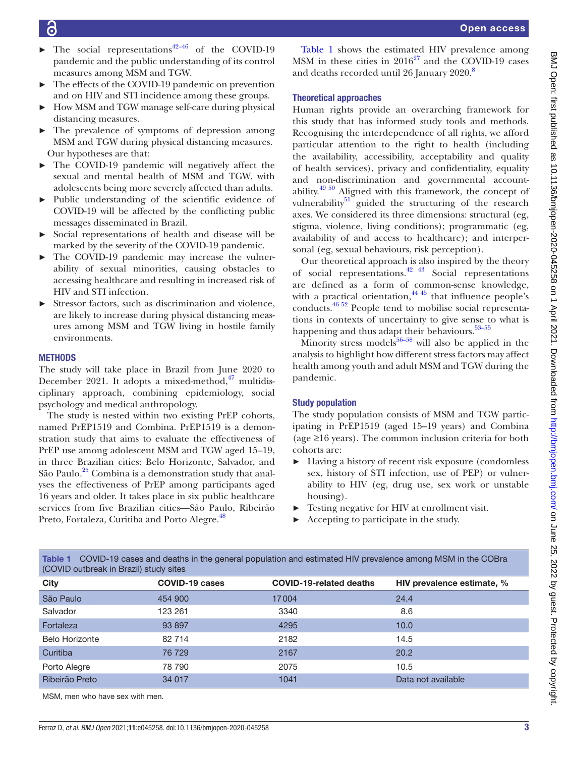- The social representations[42–46] of the COVID-19 pandemic and the public understanding of its control measures among MSM and TGW.
- The effects of the COVID-19 pandemic on prevention and on HIV and STI incidence among these groups.
- How MSM and TGW manage self-care during physical distancing measures.
- The prevalence of symptoms of depression among MSM and TGW during physical distancing measures.

Our hypotheses are that:

- The COVID-19 pandemic will negatively affect the sexual and mental health of MSM and TGW, with adolescents being more severely affected than adults.
- Public understanding of the scientific evidence of COVID-19 will be affected by the conflicting public messages disseminated in Brazil.
- Social representations of health and disease will be marked by the severity of the COVID-19 pandemic.
- The COVID-19 pandemic may increase the vulnerability of sexual minorities, causing obstacles to accessing healthcare and resulting in increased risk of HIV and STI infection.
- Stressor factors, such as discrimination and violence, are likely to increase during physical distancing measures among MSM and TGW living in hostile family environments.

## METHODS

The study will take place in Brazil from June 2020 to December 2021. It adopts a mixed-method,[47] multidisciplinary approach, combining epidemiology, social psychology and medical anthropology.

The study is nested within two existing PrEP cohorts, named PrEP1519 and Combina. PrEP1519 is a demonstration study that aims to evaluate the effectiveness of PrEP use among adolescent MSM and TGW aged 15–19, in three Brazilian cities: Belo Horizonte, Salvador, and São Paulo.[25] Combina is a demonstration study that analyses the effectiveness of PrEP among participants aged 16 years and older. It takes place in six public healthcare services from five Brazilian cities—São Paulo, Ribeirão Preto, Fortaleza, Curitiba and Porto Alegre.[48]

Table 1 shows the estimated HIV prevalence among MSM in these cities in 2016[27] and the COVID-19 cases and deaths recorded until 26 January 2020.[8]

### Theoretical approaches

Human rights provide an overarching framework for this study that has informed study tools and methods. Recognising the interdependence of all rights, we afford particular attention to the right to health (including the availability, accessibility, acceptability and quality of health services), privacy and confidentiality, equality and non-discrimination and governmental accountability.[49 50] Aligned with this framework, the concept of vulnerability[51] guided the structuring of the research axes. We considered its three dimensions: structural (eg, stigma, violence, living conditions); programmatic (eg, availability of and access to healthcare); and interpersonal (eg, sexual behaviours, risk perception).

Our theoretical approach is also inspired by the theory of social representations.[42 43] Social representations are defined as a form of common-sense knowledge, with a practical orientation,[44 45] that influence people's conducts.[46 52] People tend to mobilise social representations in contexts of uncertainty to give sense to what is happening and thus adapt their behaviours.[53–55]

Minority stress models[56–58] will also be applied in the analysis to highlight how different stress factors may affect health among youth and adult MSM and TGW during the pandemic.

### Study population

The study population consists of MSM and TGW participating in PrEP1519 (aged 15–19 years) and Combina (age ≥16 years). The common inclusion criteria for both cohorts are:

- Having a history of recent risk exposure (condomless sex, history of STI infection, use of PEP) or vulnerability to HIV (eg, drug use, sex work or unstable housing).
- Testing negative for HIV at enrollment visit.
- Accepting to participate in the study.

Table 1 COVID-19 cases and deaths in the general population and estimated HIV prevalence among MSM in the COBra (COVID outbreak in Brazil) study sites

| City | COVID-19 cases | COVID-19-related deaths | HIV prevalence estimate, % |
|---|---|---|---|
| São Paulo | 454 900 | 17 004 | 24.4 |
| Salvador | 123 261 | 3340 | 8.6 |
| Fortaleza | 93 897 | 4295 | 10.0 |
| Belo Horizonte | 82 714 | 2182 | 14.5 |
| Curitiba | 76 729 | 2167 | 20.2 |
| Porto Alegre | 78 790 | 2075 | 10.5 |
| Ribeirão Preto | 34 017 | 1041 | Data not available |

MSM, men who have sex with men.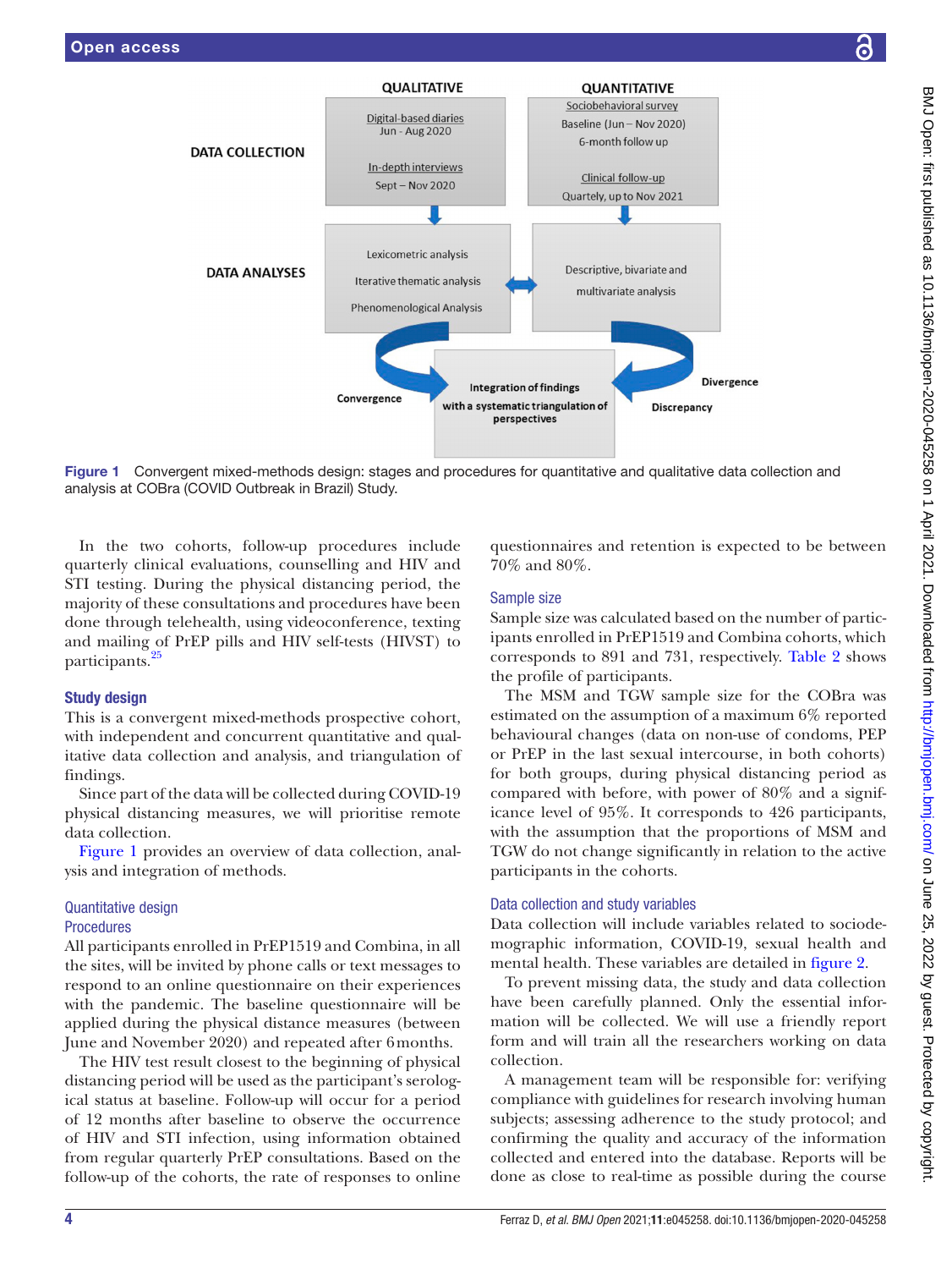Figure 1 Convergent mixed-methods design: stages and procedures for quantitative and qualitative data collection and analysis at COBra (COVID Outbreak in Brazil) Study.

In the two cohorts, follow-up procedures include quarterly clinical evaluations, counselling and HIV and STI testing. During the physical distancing period, the majority of these consultations and procedures have been done through telehealth, using videoconference, texting and mailing of PrEP pills and HIV self-tests (HIVST) to participants.[25]

## Study design

This is a convergent mixed-methods prospective cohort, with independent and concurrent quantitative and qualitative data collection and analysis, and triangulation of findings.

Since part of the data will be collected during COVID-19 physical distancing measures, we will prioritise remote data collection.

Figure 1 provides an overview of data collection, analysis and integration of methods.

### Quantitative design

#### Procedures

All participants enrolled in PrEP1519 and Combina, in all the sites, will be invited by phone calls or text messages to respond to an online questionnaire on their experiences with the pandemic. The baseline questionnaire will be applied during the physical distance measures (between June and November 2020) and repeated after 6 months.

The HIV test result closest to the beginning of physical distancing period will be used as the participant's serological status at baseline. Follow-up will occur for a period of 12 months after baseline to observe the occurrence of HIV and STI infection, using information obtained from regular quarterly PrEP consultations. Based on the follow-up of the cohorts, the rate of responses to online questionnaires and retention is expected to be between 70% and 80%.

#### Sample size

Sample size was calculated based on the number of participants enrolled in PrEP1519 and Combina cohorts, which corresponds to 891 and 731, respectively. Table 2 shows the profile of participants.

The MSM and TGW sample size for the COBra was estimated on the assumption of a maximum 6% reported behavioural changes (data on non-use of condoms, PEP or PrEP in the last sexual intercourse, in both cohorts) for both groups, during physical distancing period as compared with before, with power of 80% and a significance level of 95%. It corresponds to 426 participants, with the assumption that the proportions of MSM and TGW do not change significantly in relation to the active participants in the cohorts.

#### Data collection and study variables

Data collection will include variables related to sociodemographic information, COVID-19, sexual health and mental health. These variables are detailed in figure 2.

To prevent missing data, the study and data collection have been carefully planned. Only the essential information will be collected. We will use a friendly report form and will train all the researchers working on data collection.

A management team will be responsible for: verifying compliance with guidelines for research involving human subjects; assessing adherence to the study protocol; and confirming the quality and accuracy of the information collected and entered into the database. Reports will be done as close to real-time as possible during the course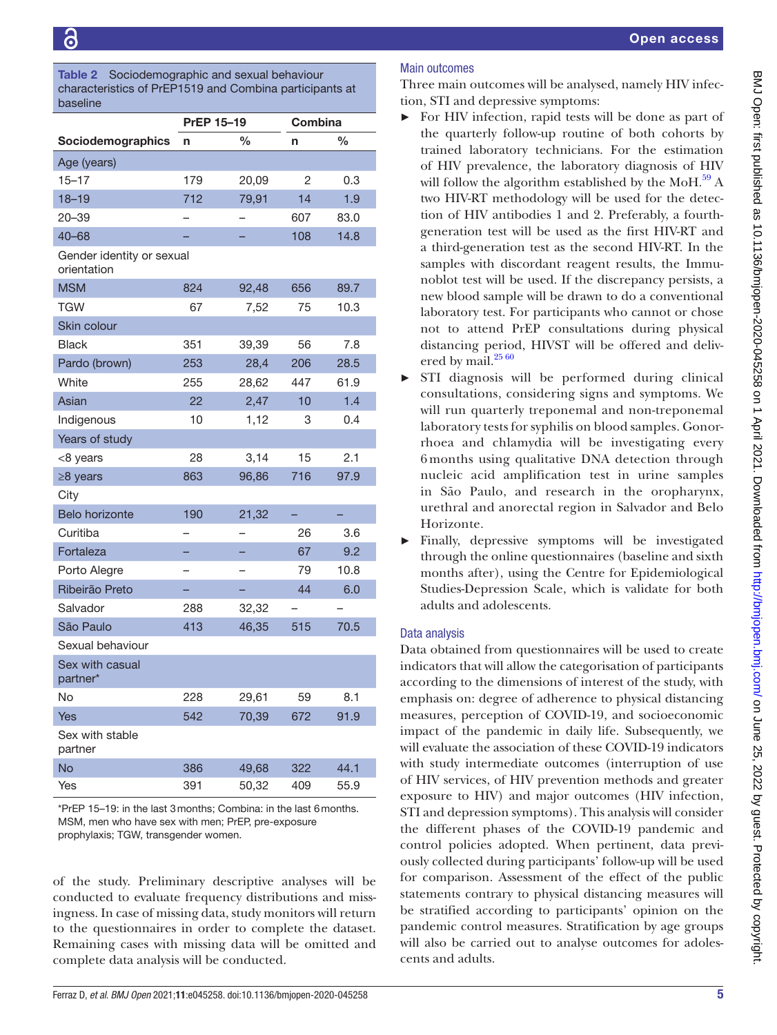**Table 2** Sociodemographic and sexual behaviour characteristics of PrEP1519 and Combina participants at baseline

| | PrEP 15–19 | | Combina | |
|---|---|---|---|---|
| **Sociodemographics** | **n** | **%** | **n** | **%** |
| Age (years) | | | | |
| 15–17 | 179 | 20,09 | 2 | 0.3 |
| 18–19 | 712 | 79,91 | 14 | 1.9 |
| 20–39 | – | – | 607 | 83.0 |
| 40–68 | – | – | 108 | 14.8 |
| Gender identity or sexual orientation | | | | |
| MSM | 824 | 92,48 | 656 | 89.7 |
| TGW | 67 | 7,52 | 75 | 10.3 |
| Skin colour | | | | |
| Black | 351 | 39,39 | 56 | 7.8 |
| Pardo (brown) | 253 | 28,4 | 206 | 28.5 |
| White | 255 | 28,62 | 447 | 61.9 |
| Asian | 22 | 2,47 | 10 | 1.4 |
| Indigenous | 10 | 1,12 | 3 | 0.4 |
| Years of study | | | | |
| <8 years | 28 | 3,14 | 15 | 2.1 |
| ≥8 years | 863 | 96,86 | 716 | 97.9 |
| City | | | | |
| Belo horizonte | 190 | 21,32 | – | – |
| Curitiba | – | – | 26 | 3.6 |
| Fortaleza | – | – | 67 | 9.2 |
| Porto Alegre | – | – | 79 | 10.8 |
| Ribeirão Preto | – | – | 44 | 6.0 |
| Salvador | 288 | 32,32 | – | – |
| São Paulo | 413 | 46,35 | 515 | 70.5 |
| Sexual behaviour | | | | |
| Sex with casual partner* | | | | |
| No | 228 | 29,61 | 59 | 8.1 |
| Yes | 542 | 70,39 | 672 | 91.9 |
| Sex with stable partner | | | | |
| No | 386 | 49,68 | 322 | 44.1 |
| Yes | 391 | 50,32 | 409 | 55.9 |

*PrEP 15–19: in the last 3 months; Combina: in the last 6 months.
MSM, men who have sex with men; PrEP, pre-exposure prophylaxis; TGW, transgender women.

of the study. Preliminary descriptive analyses will be conducted to evaluate frequency distributions and missingness. In case of missing data, study monitors will return to the questionnaires in order to complete the dataset. Remaining cases with missing data will be omitted and complete data analysis will be conducted.

### Main outcomes

Three main outcomes will be analysed, namely HIV infection, STI and depressive symptoms:

- For HIV infection, rapid tests will be done as part of the quarterly follow-up routine of both cohorts by trained laboratory technicians. For the estimation of HIV prevalence, the laboratory diagnosis of HIV will follow the algorithm established by the MoH.[59] A two HIV-RT methodology will be used for the detection of HIV antibodies 1 and 2. Preferably, a fourth-generation test will be used as the first HIV-RT and a third-generation test as the second HIV-RT. In the samples with discordant reagent results, the Immunoblot test will be used. If the discrepancy persists, a new blood sample will be drawn to do a conventional laboratory test. For participants who cannot or chose not to attend PrEP consultations during physical distancing period, HIVST will be offered and delivered by mail.[25 60]
- STI diagnosis will be performed during clinical consultations, considering signs and symptoms. We will run quarterly treponemal and non-treponemal laboratory tests for syphilis on blood samples. Gonorrhoea and chlamydia will be investigating every 6 months using qualitative DNA detection through nucleic acid amplification test in urine samples in São Paulo, and research in the oropharynx, urethral and anorectal region in Salvador and Belo Horizonte.
- Finally, depressive symptoms will be investigated through the online questionnaires (baseline and sixth months after), using the Centre for Epidemiological Studies-Depression Scale, which is validate for both adults and adolescents.

### Data analysis

Data obtained from questionnaires will be used to create indicators that will allow the categorisation of participants according to the dimensions of interest of the study, with emphasis on: degree of adherence to physical distancing measures, perception of COVID-19, and socioeconomic impact of the pandemic in daily life. Subsequently, we will evaluate the association of these COVID-19 indicators with study intermediate outcomes (interruption of use of HIV services, of HIV prevention methods and greater exposure to HIV) and major outcomes (HIV infection, STI and depression symptoms). This analysis will consider the different phases of the COVID-19 pandemic and control policies adopted. When pertinent, data previously collected during participants' follow-up will be used for comparison. Assessment of the effect of the public statements contrary to physical distancing measures will be stratified according to participants' opinion on the pandemic control measures. Stratification by age groups will also be carried out to analyse outcomes for adolescents and adults.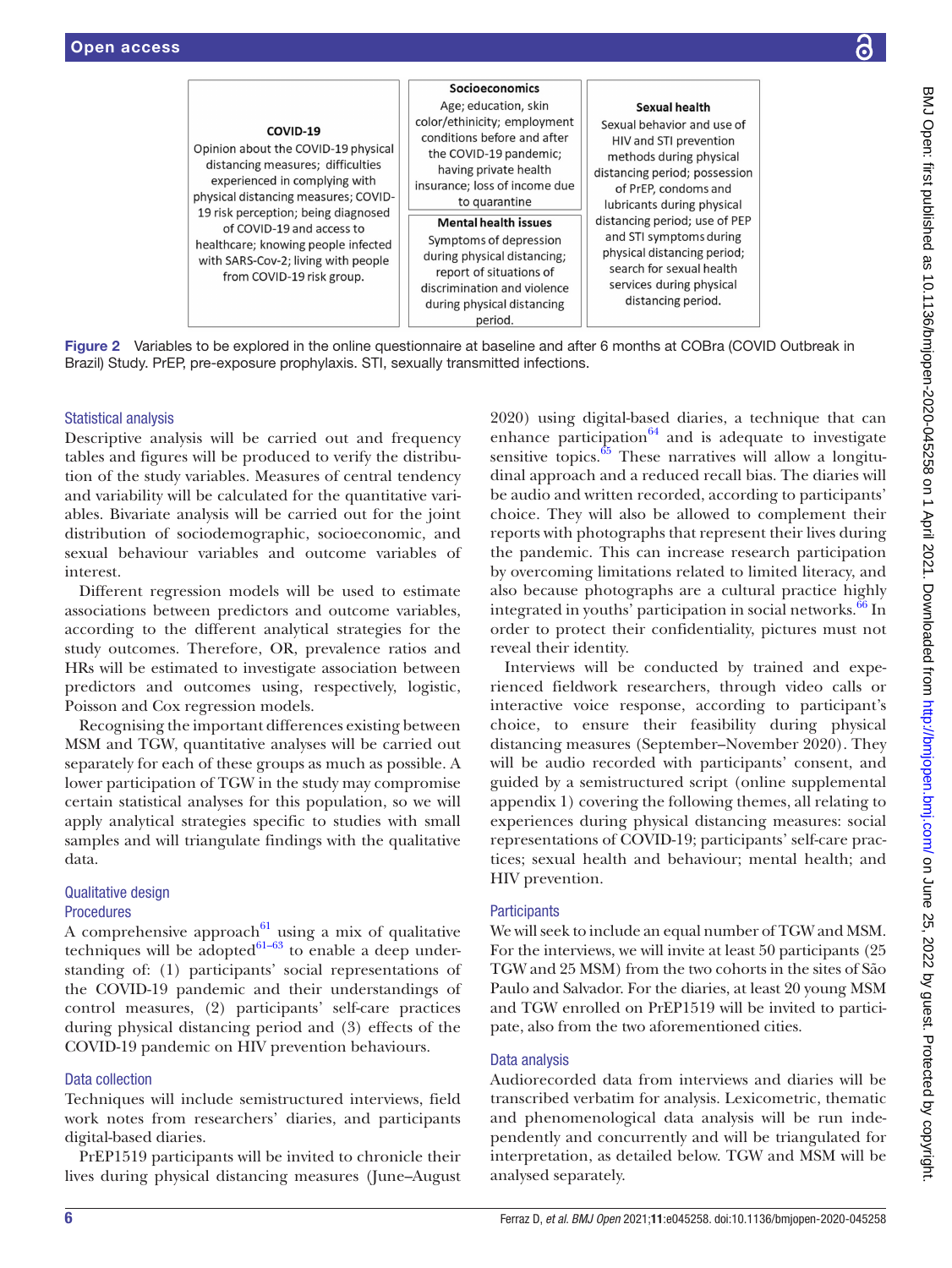| COVID-19 | Socioeconomics | Sexual health |
|---|---|---|
| Opinion about the COVID-19 physical distancing measures; difficulties experienced in complying with physical distancing measures; COVID-19 risk perception; being diagnosed of COVID-19 and access to healthcare; knowing people infected with SARS-Cov-2; living with people from COVID-19 risk group. | Age; education, skin color/ethnicity; employment conditions before and after the COVID-19 pandemic; having private health insurance; loss of income due to quarantine | Sexual behavior and use of HIV and STI prevention methods during physical distancing period; possession of PrEP, condoms and lubricants during physical distancing period; use of PEP and STI symptoms during physical distancing period; search for sexual health services during physical distancing period. |
| | **Mental health issues** | |
| | Symptoms of depression during physical distancing; report of situations of discrimination and violence during physical distancing period. | |

**Figure 2** Variables to be explored in the online questionnaire at baseline and after 6 months at COBra (COVID Outbreak in Brazil) Study. PrEP, pre-exposure prophylaxis. STI, sexually transmitted infections.

### Statistical analysis

Descriptive analysis will be carried out and frequency tables and figures will be produced to verify the distribution of the study variables. Measures of central tendency and variability will be calculated for the quantitative variables. Bivariate analysis will be carried out for the joint distribution of sociodemographic, socioeconomic, and sexual behaviour variables and outcome variables of interest.

Different regression models will be used to estimate associations between predictors and outcome variables, according to the different analytical strategies for the study outcomes. Therefore, OR, prevalence ratios and HRs will be estimated to investigate association between predictors and outcomes using, respectively, logistic, Poisson and Cox regression models.

Recognising the important differences existing between MSM and TGW, quantitative analyses will be carried out separately for each of these groups as much as possible. A lower participation of TGW in the study may compromise certain statistical analyses for this population, so we will apply analytical strategies specific to studies with small samples and will triangulate findings with the qualitative data.

### Qualitative design

### Procedures

A comprehensive approach[61] using a mix of qualitative techniques will be adopted[61–63] to enable a deep understanding of: (1) participants' social representations of the COVID-19 pandemic and their understandings of control measures, (2) participants' self-care practices during physical distancing period and (3) effects of the COVID-19 pandemic on HIV prevention behaviours.

### Data collection

Techniques will include semistructured interviews, field work notes from researchers' diaries, and participants digital-based diaries.

PrEP1519 participants will be invited to chronicle their lives during physical distancing measures (June–August 2020) using digital-based diaries, a technique that can enhance participation[64] and is adequate to investigate sensitive topics.[65] These narratives will allow a longitudinal approach and a reduced recall bias. The diaries will be audio and written recorded, according to participants' choice. They will also be allowed to complement their reports with photographs that represent their lives during the pandemic. This can increase research participation by overcoming limitations related to limited literacy, and also because photographs are a cultural practice highly integrated in youths' participation in social networks.[66] In order to protect their confidentiality, pictures must not reveal their identity.

Interviews will be conducted by trained and experienced fieldwork researchers, through video calls or interactive voice response, according to participant's choice, to ensure their feasibility during physical distancing measures (September–November 2020). They will be audio recorded with participants' consent, and guided by a semistructured script (online supplemental appendix 1) covering the following themes, all relating to experiences during physical distancing measures: social representations of COVID-19; participants' self-care practices; sexual health and behaviour; mental health; and HIV prevention.

### Participants

We will seek to include an equal number of TGW and MSM. For the interviews, we will invite at least 50 participants (25 TGW and 25 MSM) from the two cohorts in the sites of São Paulo and Salvador. For the diaries, at least 20 young MSM and TGW enrolled on PrEP1519 will be invited to participate, also from the two aforementioned cities.

### Data analysis

Audiorecorded data from interviews and diaries will be transcribed verbatim for analysis. Lexicometric, thematic and phenomenological data analysis will be run independently and concurrently and will be triangulated for interpretation, as detailed below. TGW and MSM will be analysed separately.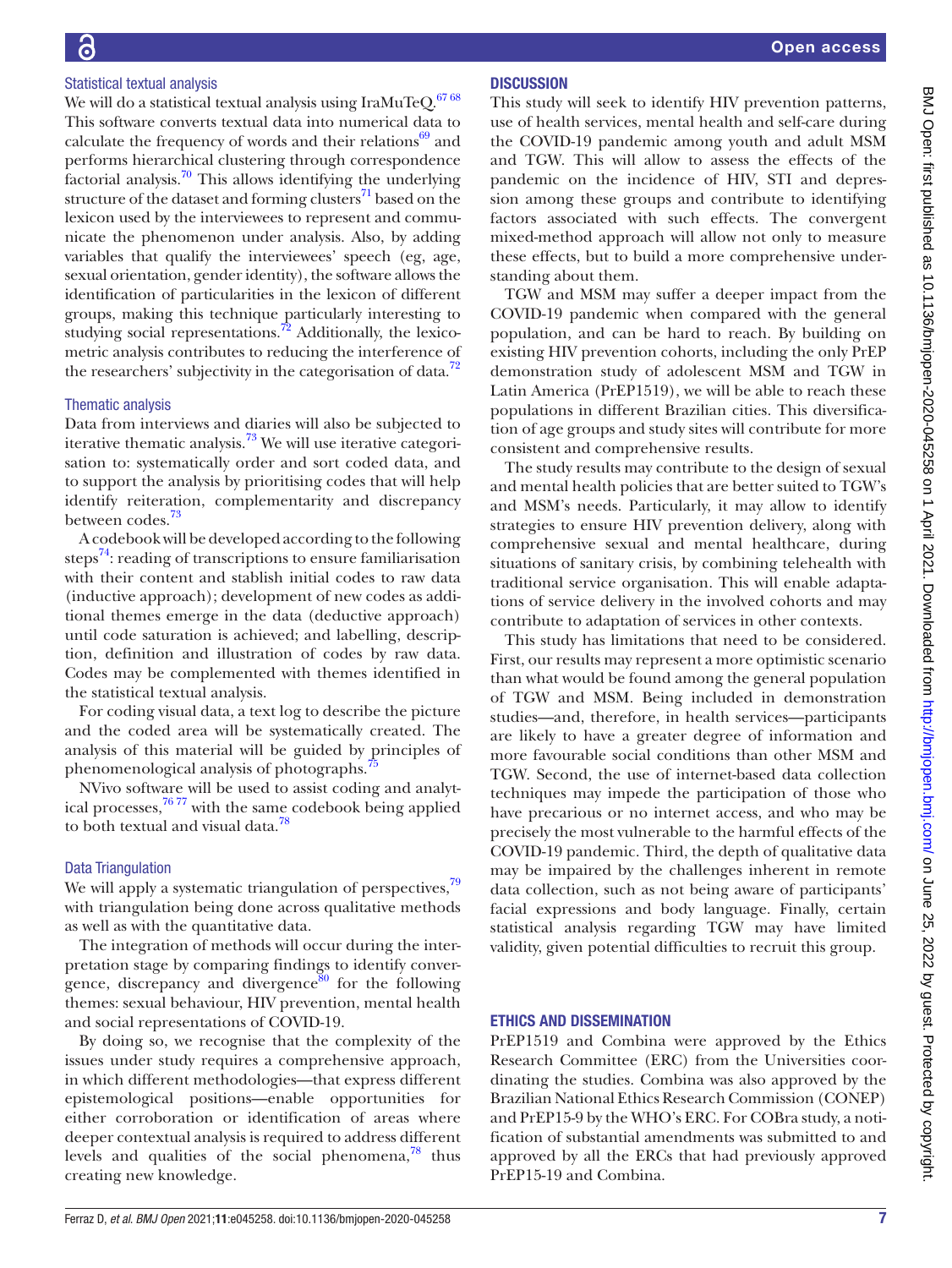### Statistical textual analysis

We will do a statistical textual analysis using IraMuTeQ.[67 68] This software converts textual data into numerical data to calculate the frequency of words and their relations[69] and performs hierarchical clustering through correspondence factorial analysis.[70] This allows identifying the underlying structure of the dataset and forming clusters[71] based on the lexicon used by the interviewees to represent and communicate the phenomenon under analysis. Also, by adding variables that qualify the interviewees' speech (eg, age, sexual orientation, gender identity), the software allows the identification of particularities in the lexicon of different groups, making this technique particularly interesting to studying social representations.[72] Additionally, the lexicometric analysis contributes to reducing the interference of the researchers' subjectivity in the categorisation of data.[72]

### Thematic analysis

Data from interviews and diaries will also be subjected to iterative thematic analysis.[73] We will use iterative categorisation to: systematically order and sort coded data, and to support the analysis by prioritising codes that will help identify reiteration, complementarity and discrepancy between codes.[73]

A codebook will be developed according to the following steps[74]: reading of transcriptions to ensure familiarisation with their content and stablish initial codes to raw data (inductive approach); development of new codes as additional themes emerge in the data (deductive approach) until code saturation is achieved; and labelling, description, definition and illustration of codes by raw data. Codes may be complemented with themes identified in the statistical textual analysis.

For coding visual data, a text log to describe the picture and the coded area will be systematically created. The analysis of this material will be guided by principles of phenomenological analysis of photographs.[75]

NVivo software will be used to assist coding and analytical processes,[76 77] with the same codebook being applied to both textual and visual data.[78]

### Data Triangulation

We will apply a systematic triangulation of perspectives,[79] with triangulation being done across qualitative methods as well as with the quantitative data.

The integration of methods will occur during the interpretation stage by comparing findings to identify convergence, discrepancy and divergence[80] for the following themes: sexual behaviour, HIV prevention, mental health and social representations of COVID-19.

By doing so, we recognise that the complexity of the issues under study requires a comprehensive approach, in which different methodologies—that express different epistemological positions—enable opportunities for either corroboration or identification of areas where deeper contextual analysis is required to address different levels and qualities of the social phenomena,[78] thus creating new knowledge.

## DISCUSSION

This study will seek to identify HIV prevention patterns, use of health services, mental health and self-care during the COVID-19 pandemic among youth and adult MSM and TGW. This will allow to assess the effects of the pandemic on the incidence of HIV, STI and depression among these groups and contribute to identifying factors associated with such effects. The convergent mixed-method approach will allow not only to measure these effects, but to build a more comprehensive understanding about them.

TGW and MSM may suffer a deeper impact from the COVID-19 pandemic when compared with the general population, and can be hard to reach. By building on existing HIV prevention cohorts, including the only PrEP demonstration study of adolescent MSM and TGW in Latin America (PrEP1519), we will be able to reach these populations in different Brazilian cities. This diversification of age groups and study sites will contribute for more consistent and comprehensive results.

The study results may contribute to the design of sexual and mental health policies that are better suited to TGW's and MSM's needs. Particularly, it may allow to identify strategies to ensure HIV prevention delivery, along with comprehensive sexual and mental healthcare, during situations of sanitary crisis, by combining telehealth with traditional service organisation. This will enable adaptations of service delivery in the involved cohorts and may contribute to adaptation of services in other contexts.

This study has limitations that need to be considered. First, our results may represent a more optimistic scenario than what would be found among the general population of TGW and MSM. Being included in demonstration studies—and, therefore, in health services—participants are likely to have a greater degree of information and more favourable social conditions than other MSM and TGW. Second, the use of internet-based data collection techniques may impede the participation of those who have precarious or no internet access, and who may be precisely the most vulnerable to the harmful effects of the COVID-19 pandemic. Third, the depth of qualitative data may be impaired by the challenges inherent in remote data collection, such as not being aware of participants' facial expressions and body language. Finally, certain statistical analysis regarding TGW may have limited validity, given potential difficulties to recruit this group.

## ETHICS AND DISSEMINATION

PrEP1519 and Combina were approved by the Ethics Research Committee (ERC) from the Universities coordinating the studies. Combina was also approved by the Brazilian National Ethics Research Commission (CONEP) and PrEP15-9 by the WHO's ERC. For COBra study, a notification of substantial amendments was submitted to and approved by all the ERCs that had previously approved PrEP15-19 and Combina.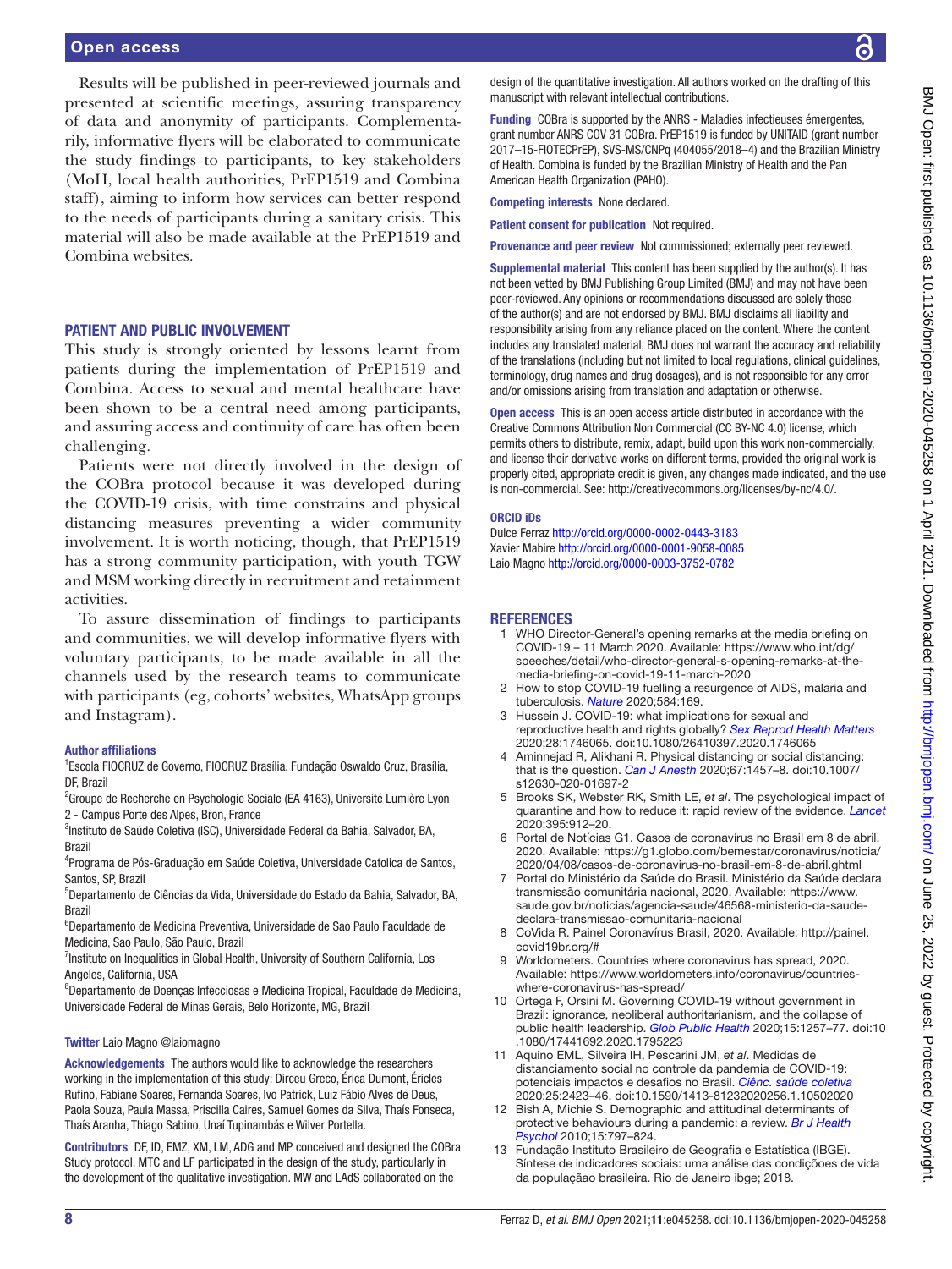Results will be published in peer-reviewed journals and presented at scientific meetings, assuring transparency of data and anonymity of participants. Complementarily, informative flyers will be elaborated to communicate the study findings to participants, to key stakeholders (MoH, local health authorities, PrEP1519 and Combina staff), aiming to inform how services can better respond to the needs of participants during a sanitary crisis. This material will also be made available at the PrEP1519 and Combina websites.

## PATIENT AND PUBLIC INVOLVEMENT

This study is strongly oriented by lessons learnt from patients during the implementation of PrEP1519 and Combina. Access to sexual and mental healthcare have been shown to be a central need among participants, and assuring access and continuity of care has often been challenging.

Patients were not directly involved in the design of the COBra protocol because it was developed during the COVID-19 crisis, with time constrains and physical distancing measures preventing a wider community involvement. It is worth noticing, though, that PrEP1519 has a strong community participation, with youth TGW and MSM working directly in recruitment and retainment activities.

To assure dissemination of findings to participants and communities, we will develop informative flyers with voluntary participants, to be made available in all the channels used by the research teams to communicate with participants (eg, cohorts' websites, WhatsApp groups and Instagram).

**Author affiliations**

[1]Escola FIOCRUZ de Governo, FIOCRUZ Brasília, Fundação Oswaldo Cruz, Brasília, DF, Brazil
[2]Groupe de Recherche en Psychologie Sociale (EA 4163), Université Lumière Lyon 2 - Campus Porte des Alpes, Bron, France
[3]Instituto de Saúde Coletiva (ISC), Universidade Federal da Bahia, Salvador, BA, Brazil
[4]Programa de Pós-Graduação em Saúde Coletiva, Universidade Catolica de Santos, Santos, SP, Brazil
[5]Departamento de Ciências da Vida, Universidade do Estado da Bahia, Salvador, BA, Brazil
[6]Departamento de Medicina Preventiva, Universidade de Sao Paulo Faculdade de Medicina, Sao Paulo, São Paulo, Brazil
[7]Institute on Inequalities in Global Health, University of Southern California, Los Angeles, California, USA
[8]Departamento de Doenças Infecciosas e Medicina Tropical, Faculdade de Medicina, Universidade Federal de Minas Gerais, Belo Horizonte, MG, Brazil

**Twitter** Laio Magno @laiomagno

**Acknowledgements** The authors would like to acknowledge the researchers working in the implementation of this study: Dirceu Greco, Érica Dumont, Éricles Rufino, Fabiane Soares, Fernanda Soares, Ivo Patrick, Luiz Fábio Alves de Deus, Paola Souza, Paola Massa, Priscilla Caires, Samuel Gomes da Silva, Thaís Fonseca, Thaís Aranha, Thiago Sabino, Unaí Tupinambás e Wilver Portella.

**Contributors** DF, ID, EMZ, XM, LM, ADG and MP conceived and designed the COBra Study protocol. MTC and LF participated in the design of the study, particularly in the development of the qualitative investigation. MW and LAdS collaborated on the design of the quantitative investigation. All authors worked on the drafting of this manuscript with relevant intellectual contributions.

**Funding** COBra is supported by the ANRS - Maladies infectieuses émergentes, grant number ANRS COV 31 COBra. PrEP1519 is funded by UNITAID (grant number 2017–15-FIOTECPrEP), SVS-MS/CNPq (404055/2018–4) and the Brazilian Ministry of Health. Combina is funded by the Brazilian Ministry of Health and the Pan American Health Organization (PAHO).

**Competing interests** None declared.

**Patient consent for publication** Not required.

**Provenance and peer review** Not commissioned; externally peer reviewed.

**Supplemental material** This content has been supplied by the author(s). It has not been vetted by BMJ Publishing Group Limited (BMJ) and may not have been peer-reviewed. Any opinions or recommendations discussed are solely those of the author(s) and are not endorsed by BMJ. BMJ disclaims all liability and responsibility arising from any reliance placed on the content. Where the content includes any translated material, BMJ does not warrant the accuracy and reliability of the translations (including but not limited to local regulations, clinical guidelines, terminology, drug names and drug dosages), and is not responsible for any error and/or omissions arising from translation and adaptation or otherwise.

**Open access** This is an open access article distributed in accordance with the Creative Commons Attribution Non Commercial (CC BY-NC 4.0) license, which permits others to distribute, remix, adapt, build upon this work non-commercially, and license their derivative works on different terms, provided the original work is properly cited, appropriate credit is given, any changes made indicated, and the use is non-commercial. See: http://creativecommons.org/licenses/by-nc/4.0/.

**ORCID iDs**

Dulce Ferraz http://orcid.org/0000-0002-0443-3183
Xavier Mabire http://orcid.org/0000-0001-9058-0085
Laio Magno http://orcid.org/0000-0003-3752-0782

## REFERENCES

1. WHO Director-General's opening remarks at the media briefing on COVID-19 – 11 March 2020. Available: https://www.who.int/dg/speeches/detail/who-director-general-s-opening-remarks-at-the-media-briefing-on-covid-19-11-march-2020
2. How to stop COVID-19 fuelling a resurgence of AIDS, malaria and tuberculosis. *Nature* 2020;584:169.
3. Hussein J. COVID-19: what implications for sexual and reproductive health and rights globally? *Sex Reprod Health Matters* 2020;28:1746065. doi:10.1080/26410397.2020.1746065
4. Aminnejad R, Alikhani R. Physical distancing or social distancing: that is the question. *Can J Anesth* 2020;67:1457–8. doi:10.1007/s12630-020-01697-2
5. Brooks SK, Webster RK, Smith LE, *et al*. The psychological impact of quarantine and how to reduce it: rapid review of the evidence. *Lancet* 2020;395:912–20.
6. Portal de Notícias G1. Casos de coronavírus no Brasil em 8 de abril, 2020. Available: https://g1.globo.com/bemestar/coronavirus/noticia/2020/04/08/casos-de-coronavirus-no-brasil-em-8-de-abril.ghtml
7. Portal do Ministério da Saúde do Brasil. Ministério da Saúde declara transmissão comunitária nacional, 2020. Available: https://www.saude.gov.br/noticias/agencia-saude/46568-ministerio-da-saude-declara-transmissao-comunitaria-nacional
8. CoVida R. Painel Coronavírus Brasil, 2020. Available: http://painel.covid19br.org/#
9. Worldometers. Countries where coronavirus has spread, 2020. Available: https://www.worldometers.info/coronavirus/countries-where-coronavirus-has-spread/
10. Ortega F, Orsini M. Governing COVID-19 without government in Brazil: ignorance, neoliberal authoritarianism, and the collapse of public health leadership. *Glob Public Health* 2020;15:1257–77. doi:10.1080/17441692.2020.1795223
11. Aquino EML, Silveira IH, Pescarini JM, *et al*. Medidas de distanciamento social no controle da pandemia de COVID-19: potenciais impactos e desafios no Brasil. *Ciênc. saúde coletiva* 2020;25:2423–46. doi:10.1590/1413-81232020256.1.10502020
12. Bish A, Michie S. Demographic and attitudinal determinants of protective behaviours during a pandemic: a review. *Br J Health Psychol* 2010;15:797–824.
13. Fundação Instituto Brasileiro de Geografia e Estatística (IBGE). Síntese de indicadores sociais: uma análise das condições de vida da populaçãao brasileira. Rio de Janeiro ibge; 2018.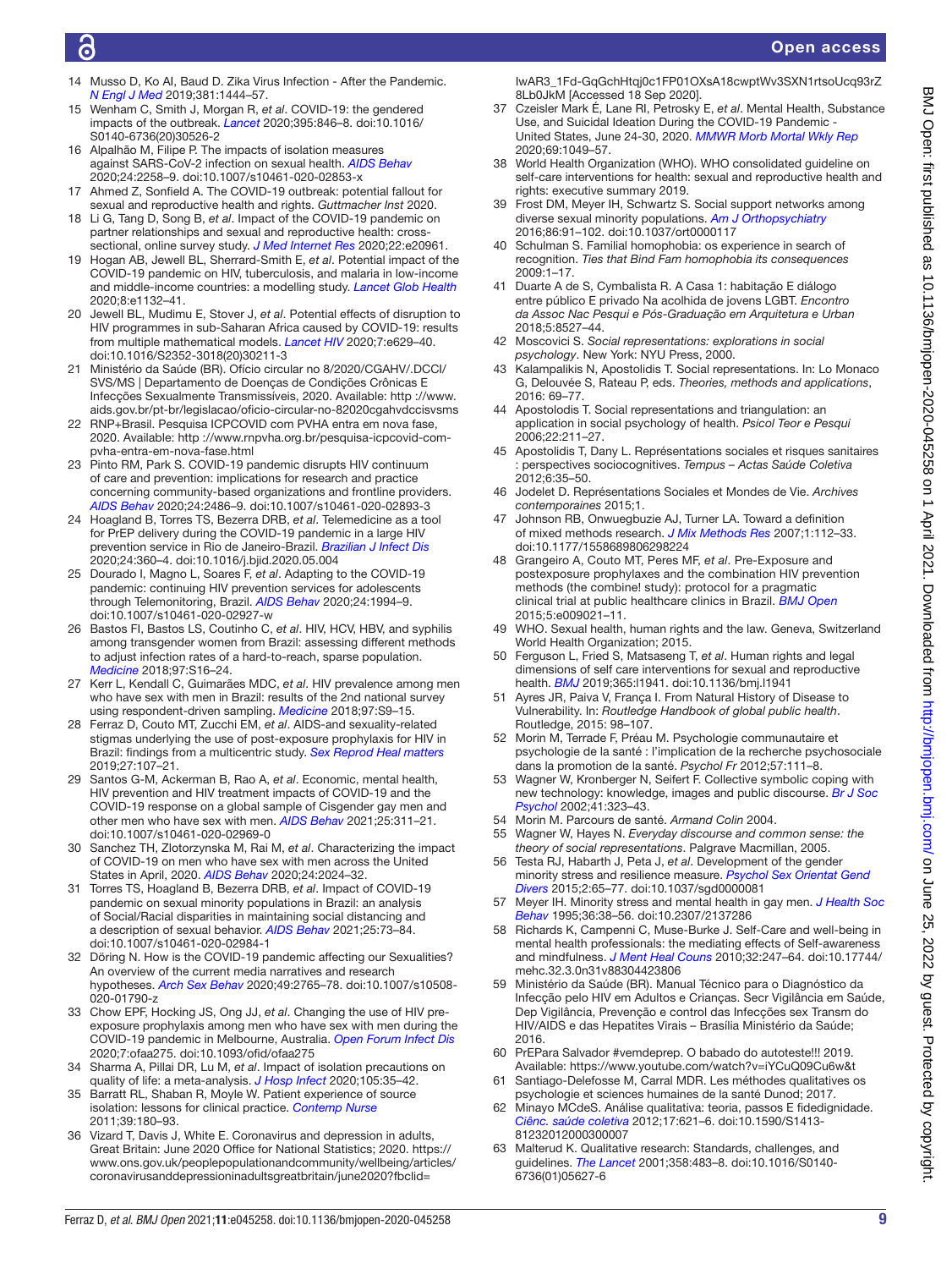14 Musso D, Ko AI, Baud D. Zika Virus Infection - After the Pandemic. *N Engl J Med* 2019;381:1444–57.

15 Wenham C, Smith J, Morgan R, *et al*. COVID-19: the gendered impacts of the outbreak. *Lancet* 2020;395:846–8. doi:10.1016/S0140-6736(20)30526-2

16 Alpalhão M, Filipe P. The impacts of isolation measures against SARS-CoV-2 infection on sexual health. *AIDS Behav* 2020;24:2258–9. doi:10.1007/s10461-020-02853-x

17 Ahmed Z, Sonfield A. The COVID-19 outbreak: potential fallout for sexual and reproductive health and rights. *Guttmacher Inst* 2020.

18 Li G, Tang D, Song B, *et al*. Impact of the COVID-19 pandemic on partner relationships and sexual and reproductive health: cross-sectional, online survey study. *J Med Internet Res* 2020;22:e20961.

19 Hogan AB, Jewell BL, Sherrard-Smith E, *et al*. Potential impact of the COVID-19 pandemic on HIV, tuberculosis, and malaria in low-income and middle-income countries: a modelling study. *Lancet Glob Health* 2020;8:e1132–41.

20 Jewell BL, Mudimu E, Stover J, *et al*. Potential effects of disruption to HIV programmes in sub-Saharan Africa caused by COVID-19: results from multiple mathematical models. *Lancet HIV* 2020;7:e629–40. doi:10.1016/S2352-3018(20)30211-3

21 Ministério da Saúde (BR). Ofício circular no 8/2020/CGAHV/.DCCI/SVS/MS | Departamento de Doenças de Condições Crônicas E Infecções Sexualmente Transmissíveis, 2020. Available: http ://www.aids.gov.br/pt-br/legislacao/oficio-circular-no-82020cgahvdccisvsms

22 RNP+Brasil. Pesquisa ICPCOVID com PVHA entra em nova fase, 2020. Available: http ://www.rnpvha.org.br/pesquisa-icpcovid-com-pvha-entra-em-nova-fase.html

23 Pinto RM, Park S. COVID-19 pandemic disrupts HIV continuum of care and prevention: implications for research and practice concerning community-based organizations and frontline providers. *AIDS Behav* 2020;24:2486–9. doi:10.1007/s10461-020-02893-3

24 Hoagland B, Torres TS, Bezerra DRB, *et al*. Telemedicine as a tool for PrEP delivery during the COVID-19 pandemic in a large HIV prevention service in Rio de Janeiro-Brazil. *Brazilian J Infect Dis* 2020;24:360–4. doi:10.1016/j.bjid.2020.05.004

25 Dourado I, Magno L, Soares F, *et al*. Adapting to the COVID-19 pandemic: continuing HIV prevention services for adolescents through Telemonitoring, Brazil. *AIDS Behav* 2020;24:1994–9. doi:10.1007/s10461-020-02927-w

26 Bastos FI, Bastos LS, Coutinho C, *et al*. HIV, HCV, HBV, and syphilis among transgender women from Brazil: assessing different methods to adjust infection rates of a hard-to-reach, sparse population. *Medicine* 2018;97:S16–24.

27 Kerr L, Kendall C, Guimarães MDC, *et al*. HIV prevalence among men who have sex with men in Brazil: results of the 2nd national survey using respondent-driven sampling. *Medicine* 2018;97:S9–15.

28 Ferraz D, Couto MT, Zucchi EM, *et al*. AIDS-and sexuality-related stigmas underlying the use of post-exposure prophylaxis for HIV in Brazil: findings from a multicentric study. *Sex Reprod Heal matters* 2019;27:107–21.

29 Santos G-M, Ackerman B, Rao A, *et al*. Economic, mental health, HIV prevention and HIV treatment impacts of COVID-19 and the COVID-19 response on a global sample of Cisgender gay men and other men who have sex with men. *AIDS Behav* 2021;25:311–21. doi:10.1007/s10461-020-02969-0

30 Sanchez TH, Zlotorzynska M, Rai M, *et al*. Characterizing the impact of COVID-19 on men who have sex with men across the United States in April, 2020. *AIDS Behav* 2020;24:2024–32.

31 Torres TS, Hoagland B, Bezerra DRB, *et al*. Impact of COVID-19 pandemic on sexual minority populations in Brazil: an analysis of Social/Racial disparities in maintaining social distancing and a description of sexual behavior. *AIDS Behav* 2021;25:73–84. doi:10.1007/s10461-020-02984-1

32 Döring N. How is the COVID-19 pandemic affecting our Sexualities? An overview of the current media narratives and research hypotheses. *Arch Sex Behav* 2020;49:2765–78. doi:10.1007/s10508-020-01790-z

33 Chow EPF, Hocking JS, Ong JJ, *et al*. Changing the use of HIV pre-exposure prophylaxis among men who have sex with men during the COVID-19 pandemic in Melbourne, Australia. *Open Forum Infect Dis* 2020;7:ofaa275. doi:10.1093/ofid/ofaa275

34 Sharma A, Pillai DR, Lu M, *et al*. Impact of isolation precautions on quality of life: a meta-analysis. *J Hosp Infect* 2020;105:35–42.

35 Barratt RL, Shaban R, Moyle W. Patient experience of source isolation: lessons for clinical practice. *Contemp Nurse* 2011;39:180–93.

36 Vizard T, Davis J, White E. Coronavirus and depression in adults, Great Britain: June 2020 Office for National Statistics; 2020. https://www.ons.gov.uk/peoplepopulationandcommunity/wellbeing/articles/coronavirusanddepressioninadultsgreatbritain/june2020?fbclid=IwAR3_1Fd-GqGchHtqj0c1FP01OXsA18cwptWv3SXN1rtsoUcq93rZ8Lb0JkM [Accessed 18 Sep 2020].

37 Czeisler Mark É, Lane RI, Petrosky E, *et al*. Mental Health, Substance Use, and Suicidal Ideation During the COVID-19 Pandemic - United States, June 24-30, 2020. *MMWR Morb Mortal Wkly Rep* 2020;69:1049–57.

38 World Health Organization (WHO). WHO consolidated guideline on self-care interventions for health: sexual and reproductive health and rights: executive summary 2019.

39 Frost DM, Meyer IH, Schwartz S. Social support networks among diverse sexual minority populations. *Am J Orthopsychiatry* 2016;86:91–102. doi:10.1037/ort0000117

40 Schulman S. Familial homophobia: os experience in search of recognition. *Ties that Bind Fam homophobia its consequences* 2009:1–17.

41 Duarte A de S, Cymbalista R. A Casa 1: habitação E diálogo entre público E privado Na acolhida de jovens LGBT. *Encontro da Assoc Nac Pesqui e Pós-Graduação em Arquitetura e Urban* 2018;5:8527–44.

42 Moscovici S. *Social representations: explorations in social psychology*. New York: NYU Press, 2000.

43 Kalampalikis N, Apostolidis T. Social representations. In: Lo Monaco G, Delouvée S, Rateau P, eds. *Theories, methods and applications*, 2016: 69–77.

44 Apostolodis T. Social representations and triangulation: an application in social psychology of health. *Psicol Teor e Pesqui* 2006;22:211–27.

45 Apostolidis T, Dany L. Représentations sociales et risques sanitaires : perspectives sociocognitives. *Tempus – Actas Saúde Coletiva* 2012;6:35–50.

46 Jodelet D. Représentations Sociales et Mondes de Vie. *Archives contemporaines* 2015;1.

47 Johnson RB, Onwuegbuzie AJ, Turner LA. Toward a definition of mixed methods research. *J Mix Methods Res* 2007;1:112–33. doi:10.1177/1558689806298224

48 Grangeiro A, Couto MT, Peres MF, *et al*. Pre-Exposure and postexposure prophylaxes and the combination HIV prevention methods (the combine! study): protocol for a pragmatic clinical trial at public healthcare clinics in Brazil. *BMJ Open* 2015;5:e009021–11.

49 WHO. Sexual health, human rights and the law. Geneva, Switzerland World Health Organization; 2015.

50 Ferguson L, Fried S, Matsaseng T, *et al*. Human rights and legal dimensions of self care interventions for sexual and reproductive health. *BMJ* 2019;365:l1941. doi:10.1136/bmj.l1941

51 Ayres JR, Paiva V, França I. From Natural History of Disease to Vulnerability. In: *Routledge Handbook of global public health*. Routledge, 2015: 98–107.

52 Morin M, Terrade F, Préau M. Psychologie communautaire et psychologie de la santé : l'implication de la recherche psychosociale dans la promotion de la santé. *Psychol Fr* 2012;57:111–8.

53 Wagner W, Kronberger N, Seifert F. Collective symbolic coping with new technology: knowledge, images and public discourse. *Br J Soc Psychol* 2002;41:323–43.

54 Morin M. Parcours de santé. Armand Colin 2004.

55 Wagner W, Hayes N. *Everyday discourse and common sense: the theory of social representations*. Palgrave Macmillan, 2005.

56 Testa RJ, Habarth J, Peta J, *et al*. Development of the gender minority stress and resilience measure. *Psychol Sex Orientat Gend Divers* 2015;2:65–77. doi:10.1037/sgd0000081

57 Meyer IH. Minority stress and mental health in gay men. *J Health Soc Behav* 1995;36:38–56. doi:10.2307/2137286

58 Richards K, Campenni C, Muse-Burke J. Self-Care and well-being in mental health professionals: the mediating effects of Self-awareness and mindfulness. *J Ment Heal Couns* 2010;32:247–64. doi:10.17744/mehc.32.3.0n31v88304423806

59 Ministério da Saúde (BR). Manual Técnico para o Diagnóstico da Infecção pelo HIV em Adultos e Crianças. Secr Vigilância em Saúde, Dep Vigilância, Prevenção e control das Infecções sex Transm do HIV/AIDS e das Hepatites Virais – Brasília Ministério da Saúde; 2016.

60 PrEPara Salvador #vemdeprep. O babado do autoteste!!! 2019. Available: https://www.youtube.com/watch?v=iYCuQ09Cu6w&t

61 Santiago-Delefosse M, Carral MDR. Les méthodes qualitatives os psychologie et sciences humaines de la santé Dunod; 2017.

62 Minayo MCdeS. Análise qualitativa: teoria, passos E fidedignidade. *Ciênc. saúde coletiva* 2012;17:621–6. doi:10.1590/S1413-81232012000300007

63 Malterud K. Qualitative research: Standards, challenges, and guidelines. *The Lancet* 2001;358:483–8. doi:10.1016/S0140-6736(01)05627-6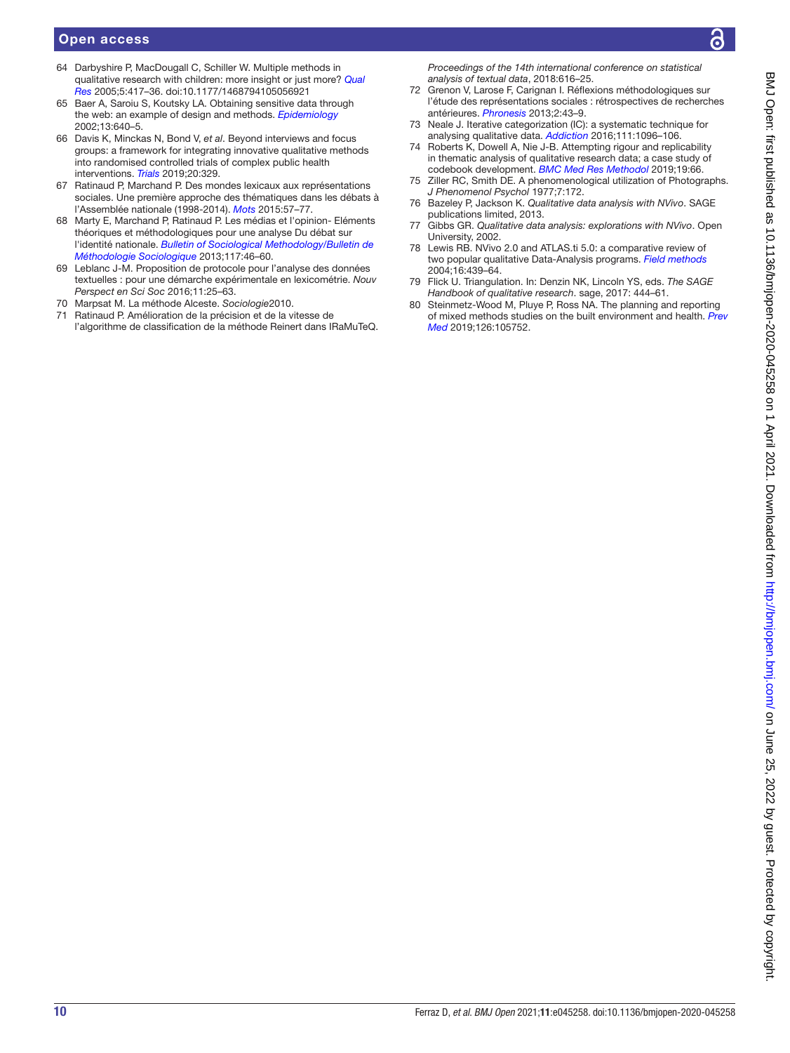64 Darbyshire P, MacDougall C, Schiller W. Multiple methods in qualitative research with children: more insight or just more? *Qual Res* 2005;5:417–36. doi:10.1177/1468794105056921

65 Baer A, Saroiu S, Koutsky LA. Obtaining sensitive data through the web: an example of design and methods. *Epidemiology* 2002;13:640–5.

66 Davis K, Minckas N, Bond V, *et al*. Beyond interviews and focus groups: a framework for integrating innovative qualitative methods into randomised controlled trials of complex public health interventions. *Trials* 2019;20:329.

67 Ratinaud P, Marchand P. Des mondes lexicaux aux représentations sociales. Une première approche des thématiques dans les débats à l'Assemblée nationale (1998-2014). *Mots* 2015:57–77.

68 Marty E, Marchand P, Ratinaud P. Les médias et l'opinion- Eléments théoriques et méthodologiques pour une analyse Du débat sur l'identité nationale. *Bulletin of Sociological Methodology/Bulletin de Méthodologie Sociologique* 2013;117:46–60.

69 Leblanc J-M. Proposition de protocole pour l'analyse des données textuelles : pour une démarche expérimentale en lexicométrie. *Nouv Perspect en Sci Soc* 2016;11:25–63.

70 Marpsat M. La méthode Alceste. *Sociologie*2010.

71 Ratinaud P. Amélioration de la précision et de la vitesse de l'algorithme de classification de la méthode Reinert dans IRaMuTeQ. *Proceedings of the 14th international conference on statistical analysis of textual data*, 2018:616–25.

72 Grenon V, Larose F, Carignan I. Réflexions méthodologiques sur l'étude des représentations sociales : rétrospectives de recherches antérieures. *Phronesis* 2013;2:43–9.

73 Neale J. Iterative categorization (IC): a systematic technique for analysing qualitative data. *Addiction* 2016;111:1096–106.

74 Roberts K, Dowell A, Nie J-B. Attempting rigour and replicability in thematic analysis of qualitative research data; a case study of codebook development. *BMC Med Res Methodol* 2019;19:66.

75 Ziller RC, Smith DE. A phenomenological utilization of Photographs. *J Phenomenol Psychol* 1977;7:172.

76 Bazeley P, Jackson K. *Qualitative data analysis with NVivo*. SAGE publications limited, 2013.

77 Gibbs GR. *Qualitative data analysis: explorations with NVivo*. Open University, 2002.

78 Lewis RB. NVivo 2.0 and ATLAS.ti 5.0: a comparative review of two popular qualitative Data-Analysis programs. *Field methods* 2004;16:439–64.

79 Flick U. Triangulation. In: Denzin NK, Lincoln YS, eds. *The SAGE Handbook of qualitative research*. sage, 2017: 444–61.

80 Steinmetz-Wood M, Pluye P, Ross NA. The planning and reporting of mixed methods studies on the built environment and health. *Prev Med* 2019;126:105752.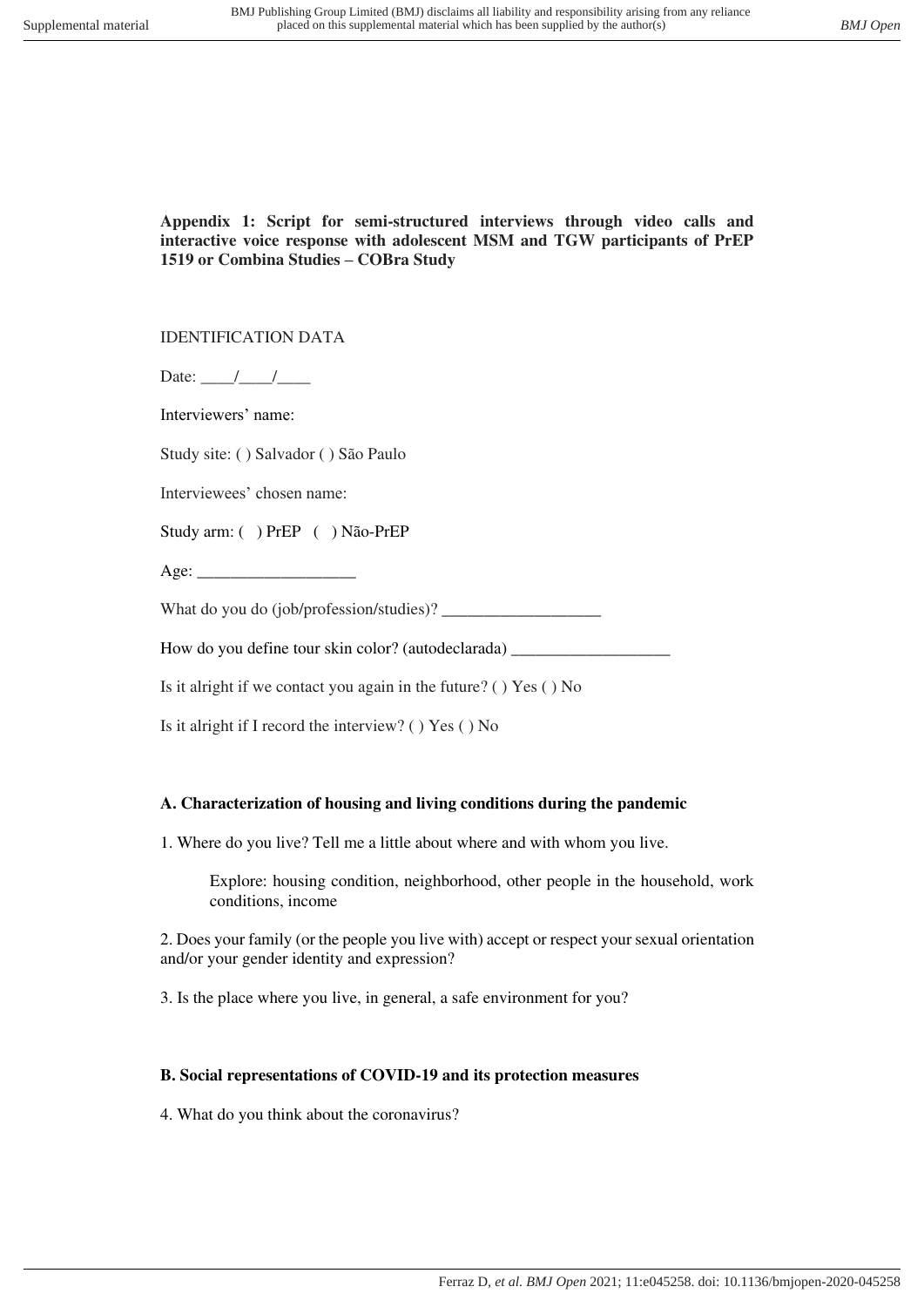**Appendix 1: Script for semi-structured interviews through video calls and interactive voice response with adolescent MSM and TGW participants of PrEP 1519 or Combina Studies – COBra Study**

IDENTIFICATION DATA

Date: ____/____/____

Interviewers' name:

Study site: ( ) Salvador ( ) São Paulo

Interviewees' chosen name:

Study arm: ( ) PrEP ( ) Não-PrEP

Age: ___________________

What do you do (job/profession/studies)? ___________________

How do you define tour skin color? (autodeclarada) ___________________

Is it alright if we contact you again in the future? ( ) Yes ( ) No

Is it alright if I record the interview? ( ) Yes ( ) No

**A. Characterization of housing and living conditions during the pandemic**

1. Where do you live? Tell me a little about where and with whom you live.

   Explore: housing condition, neighborhood, other people in the household, work conditions, income

2. Does your family (or the people you live with) accept or respect your sexual orientation and/or your gender identity and expression?

3. Is the place where you live, in general, a safe environment for you?

**B. Social representations of COVID-19 and its protection measures**

4. What do you think about the coronavirus?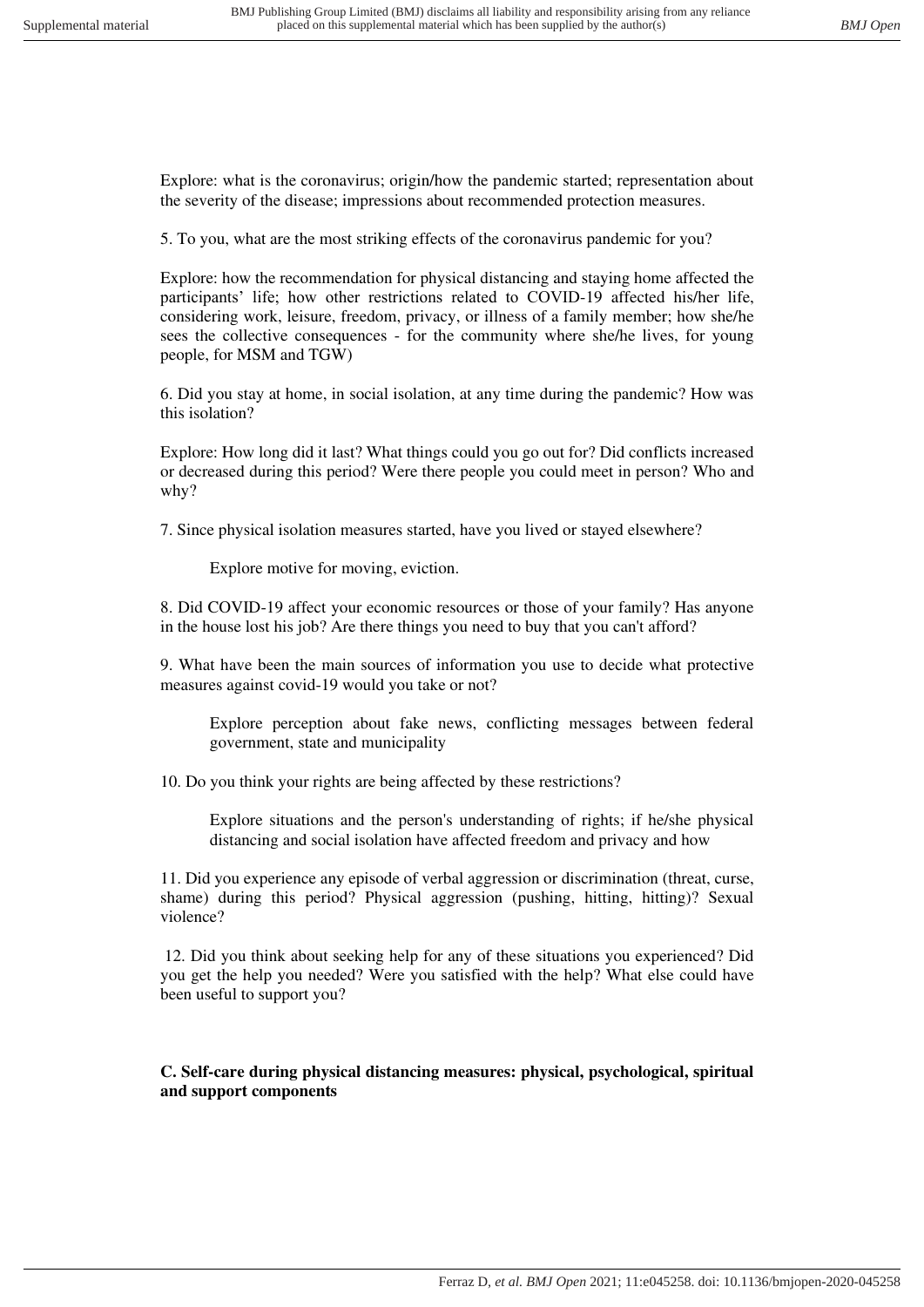Explore: what is the coronavirus; origin/how the pandemic started; representation about the severity of the disease; impressions about recommended protection measures.

5. To you, what are the most striking effects of the coronavirus pandemic for you?

Explore: how the recommendation for physical distancing and staying home affected the participants' life; how other restrictions related to COVID-19 affected his/her life, considering work, leisure, freedom, privacy, or illness of a family member; how she/he sees the collective consequences - for the community where she/he lives, for young people, for MSM and TGW)

6. Did you stay at home, in social isolation, at any time during the pandemic? How was this isolation?

Explore: How long did it last? What things could you go out for? Did conflicts increased or decreased during this period? Were there people you could meet in person? Who and why?

7. Since physical isolation measures started, have you lived or stayed elsewhere?

> Explore motive for moving, eviction.

8. Did COVID-19 affect your economic resources or those of your family? Has anyone in the house lost his job? Are there things you need to buy that you can't afford?

9. What have been the main sources of information you use to decide what protective measures against covid-19 would you take or not?

> Explore perception about fake news, conflicting messages between federal government, state and municipality

10. Do you think your rights are being affected by these restrictions?

> Explore situations and the person's understanding of rights; if he/she physical distancing and social isolation have affected freedom and privacy and how

11. Did you experience any episode of verbal aggression or discrimination (threat, curse, shame) during this period? Physical aggression (pushing, hitting, hitting)? Sexual violence?

12. Did you think about seeking help for any of these situations you experienced? Did you get the help you needed? Were you satisfied with the help? What else could have been useful to support you?

**C. Self-care during physical distancing measures: physical, psychological, spiritual and support components**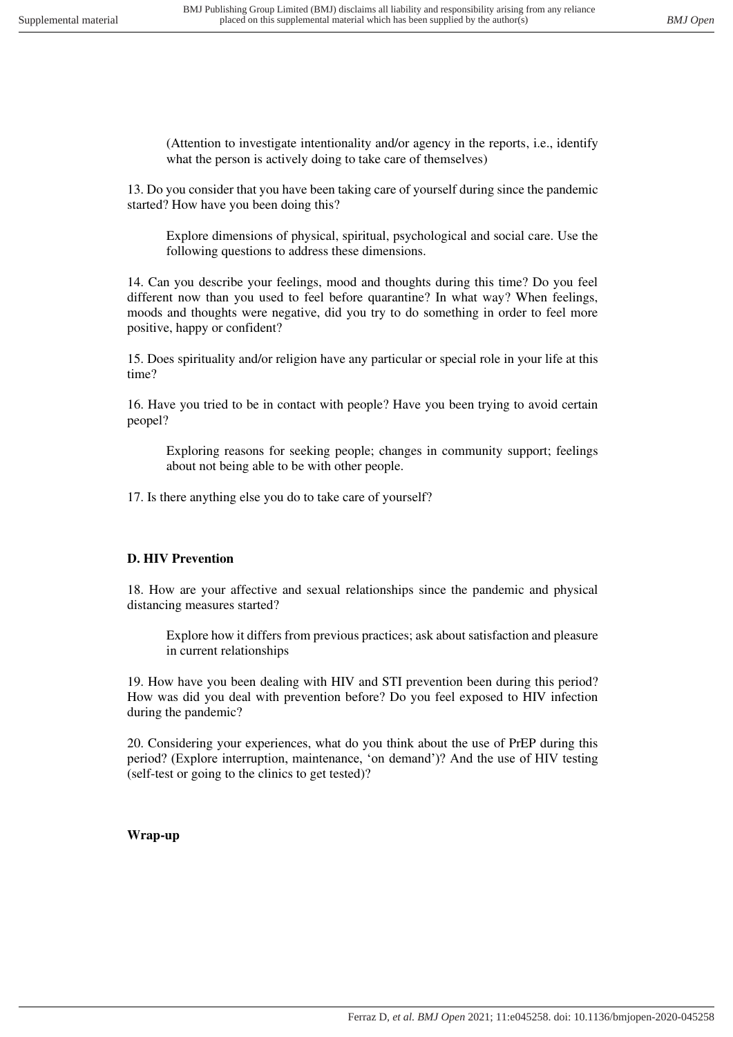(Attention to investigate intentionality and/or agency in the reports, i.e., identify what the person is actively doing to take care of themselves)

13. Do you consider that you have been taking care of yourself during since the pandemic started? How have you been doing this?

Explore dimensions of physical, spiritual, psychological and social care. Use the following questions to address these dimensions.

14. Can you describe your feelings, mood and thoughts during this time? Do you feel different now than you used to feel before quarantine? In what way? When feelings, moods and thoughts were negative, did you try to do something in order to feel more positive, happy or confident?

15. Does spirituality and/or religion have any particular or special role in your life at this time?

16. Have you tried to be in contact with people? Have you been trying to avoid certain peopel?

Exploring reasons for seeking people; changes in community support; feelings about not being able to be with other people.

17. Is there anything else you do to take care of yourself?

**D. HIV Prevention**

18. How are your affective and sexual relationships since the pandemic and physical distancing measures started?

Explore how it differs from previous practices; ask about satisfaction and pleasure in current relationships

19. How have you been dealing with HIV and STI prevention been during this period? How was did you deal with prevention before? Do you feel exposed to HIV infection during the pandemic?

20. Considering your experiences, what do you think about the use of PrEP during this period? (Explore interruption, maintenance, 'on demand')? And the use of HIV testing (self-test or going to the clinics to get tested)?

**Wrap-up**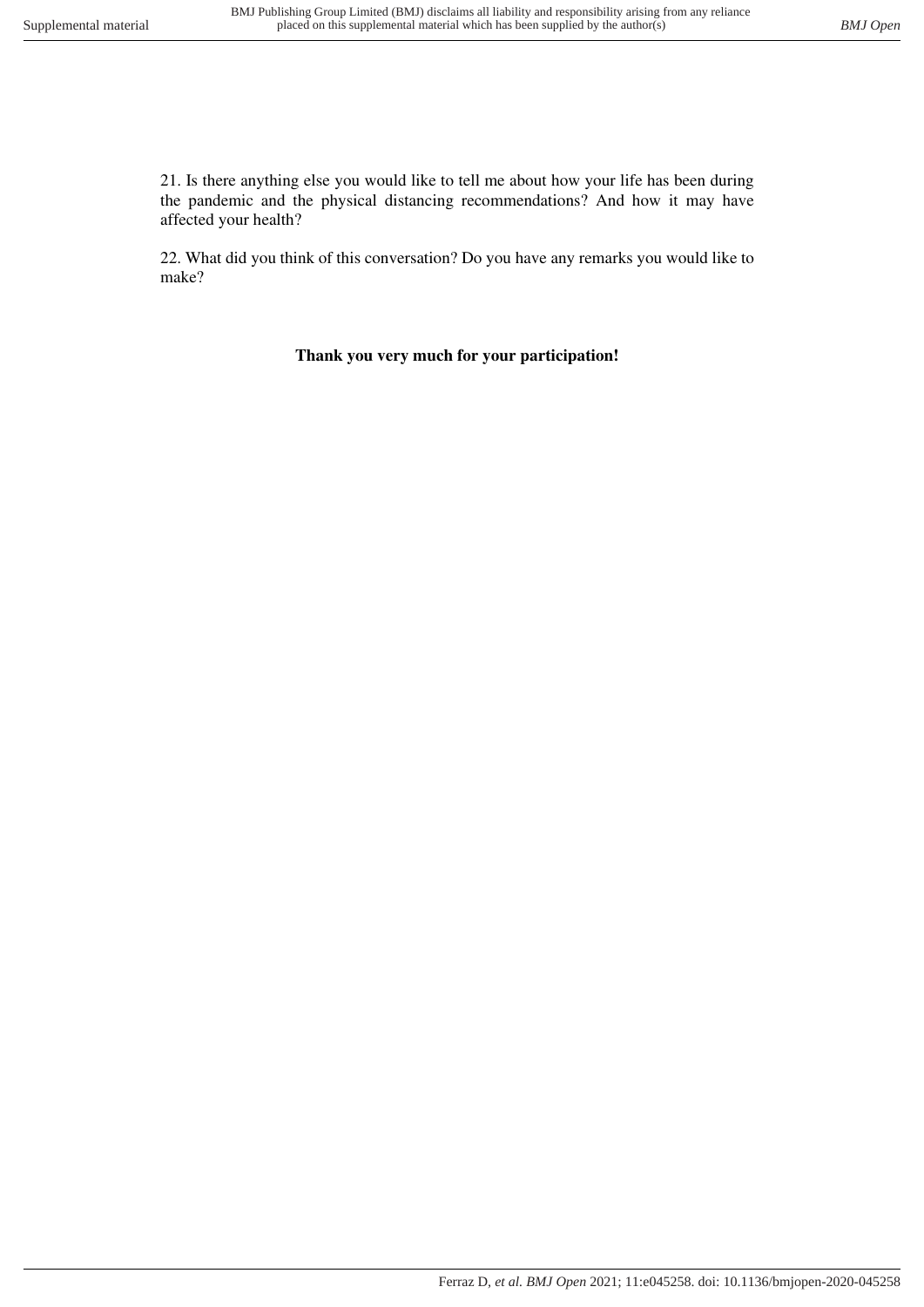21. Is there anything else you would like to tell me about how your life has been during the pandemic and the physical distancing recommendations? And how it may have affected your health?

22. What did you think of this conversation? Do you have any remarks you would like to make?

**Thank you very much for your participation!**